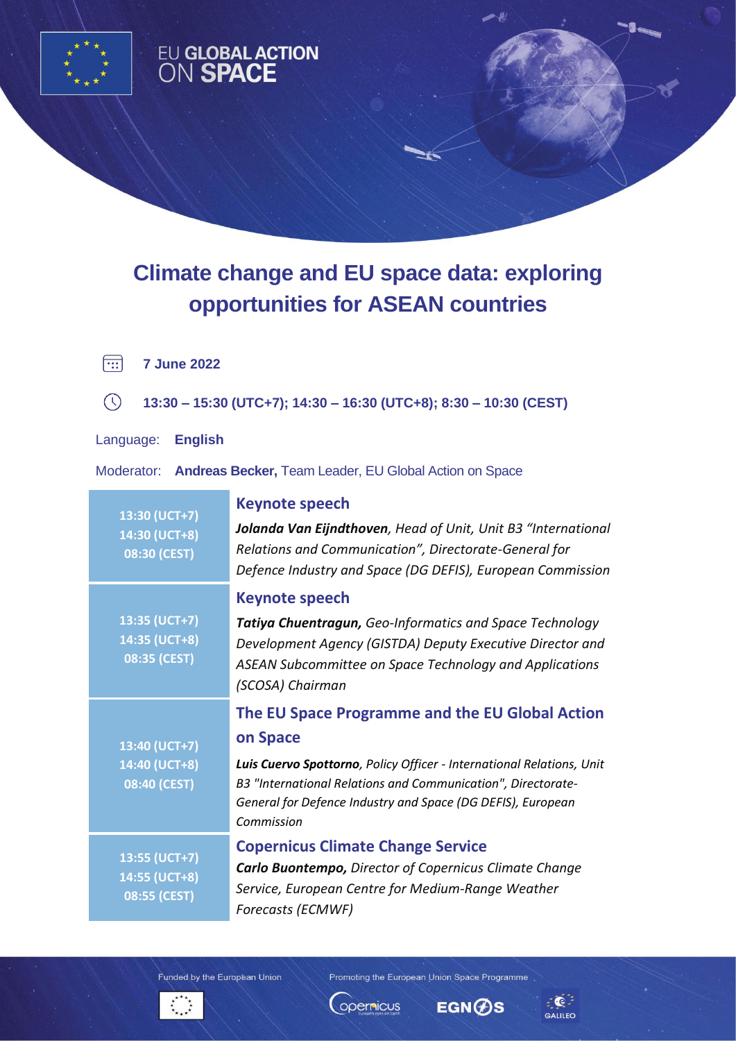EU GLOBAL ACTION ON SPACE

# Climate change and EU space data: exploring opportunities for ASEAN countries

**7 June 2022**

**13:30 – 15:30 (UTC+7); 14:30 – 16:30 (UTC+8); 8:30 – 10:30 (CEST)**

Language: **English**

Moderator: **Andreas Becker,** Team Leader, EU Global Action on Space

| Time | Session |
|---|---|
| **13:30 (UCT+7)**<br>**14:30 (UCT+8)**<br>**08:30 (CEST)** | **Keynote speech**<br>***Jolanda Van Eijndthoven****, Head of Unit, Unit B3 "International Relations and Communication", Directorate-General for Defence Industry and Space (DG DEFIS), European Commission* |
| **13:35 (UCT+7)**<br>**14:35 (UCT+8)**<br>**08:35 (CEST)** | **Keynote speech**<br>***Tatiya Chuentragun,*** *Geo-Informatics and Space Technology Development Agency (GISTDA) Deputy Executive Director and ASEAN Subcommittee on Space Technology and Applications (SCOSA) Chairman* |
| **13:40 (UCT+7)**<br>**14:40 (UCT+8)**<br>**08:40 (CEST)** | **The EU Space Programme and the EU Global Action on Space**<br>***Luis Cuervo Spottorno****, Policy Officer - International Relations, Unit B3 "International Relations and Communication", Directorate-General for Defence Industry and Space (DG DEFIS), European Commission* |
| **13:55 (UCT+7)**<br>**14:55 (UCT+8)**<br>**08:55 (CEST)** | **Copernicus Climate Change Service**<br>***Carlo Buontempo,*** *Director of Copernicus Climate Change Service, European Centre for Medium-Range Weather Forecasts (ECMWF)* |

Funded by the European Union

Promoting the European Union Space Programme

Copernicus EGNOS GALILEO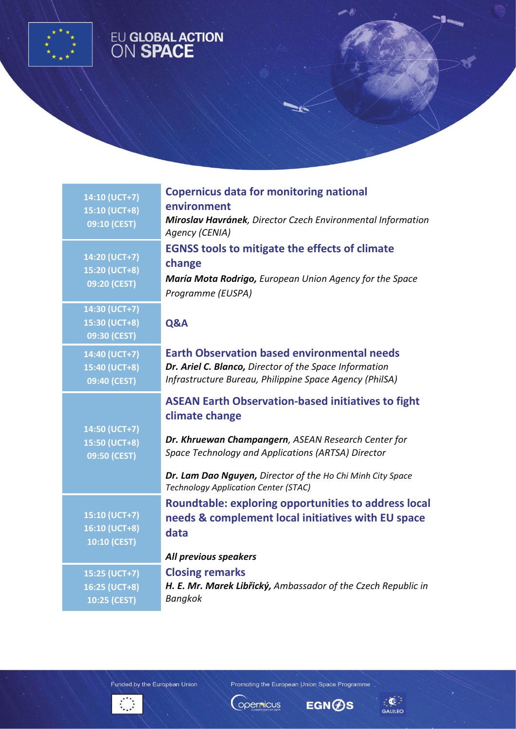EU GLOBAL ACTION ON SPACE

| | |
|---|---|
| 14:10 (UCT+7)<br>15:10 (UCT+8)<br>09:10 (CEST) | **Copernicus data for monitoring national environment**<br>***Miroslav Havránek***, *Director Czech Environmental Information Agency (CENIA)* |
| 14:20 (UCT+7)<br>15:20 (UCT+8)<br>09:20 (CEST) | **EGNSS tools to mitigate the effects of climate change**<br>***María Mota Rodrigo,*** *European Union Agency for the Space Programme (EUSPA)* |
| 14:30 (UCT+7)<br>15:30 (UCT+8)<br>09:30 (CEST) | **Q&A** |
| 14:40 (UCT+7)<br>15:40 (UCT+8)<br>09:40 (CEST) | **Earth Observation based environmental needs**<br>***Dr. Ariel C. Blanco,*** *Director of the Space Information Infrastructure Bureau, Philippine Space Agency (PhilSA)* |
| 14:50 (UCT+7)<br>15:50 (UCT+8)<br>09:50 (CEST) | **ASEAN Earth Observation-based initiatives to fight climate change**<br>***Dr. Khruewan Champangern***, *ASEAN Research Center for Space Technology and Applications (ARTSA) Director*<br>***Dr. Lam Dao Nguyen,*** *Director of the Ho Chi Minh City Space Technology Application Center (STAC)* |
| 15:10 (UCT+7)<br>16:10 (UCT+8)<br>10:10 (CEST) | **Roundtable: exploring opportunities to address local needs & complement local initiatives with EU space data**<br>***All previous speakers*** |
| 15:25 (UCT+7)<br>16:25 (UCT+8)<br>10:25 (CEST) | **Closing remarks**<br>***H. E. Mr. Marek Libřický,*** *Ambassador of the Czech Republic in Bangkok* |

Funded by the European Union

Promoting the European Union Space Programme

Copernicus EGNOS GALILEO